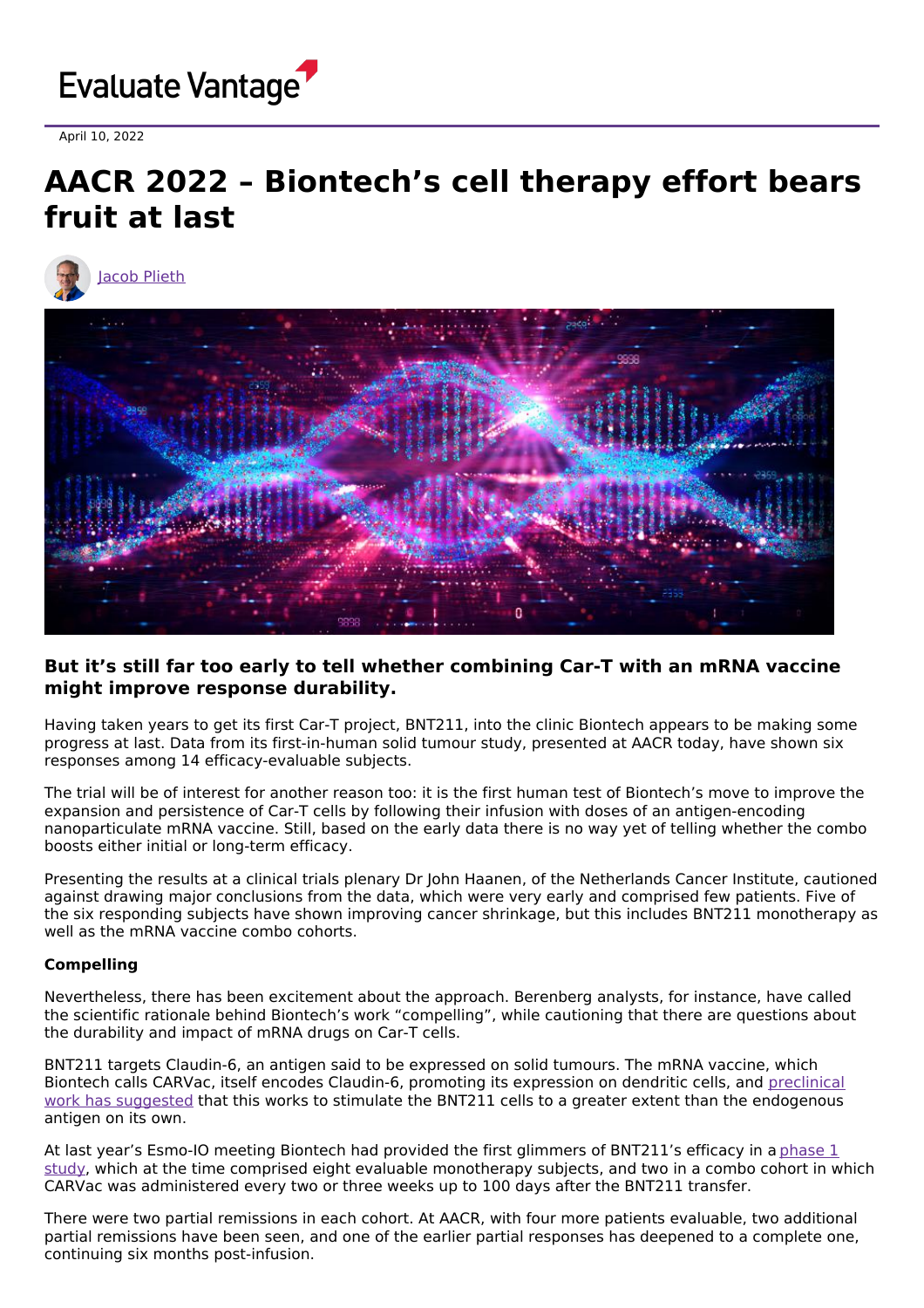Evaluate Vantage

April 10, 2022

# AACR 2022 – Biontech's cell therapy effort bears fruit at last

Jacob Plieth

### But it's still far too early to tell whether combining Car-T with an mRNA vaccine might improve response durability.

Having taken years to get its first Car-T project, BNT211, into the clinic Biontech appears to be making some progress at last. Data from its first-in-human solid tumour study, presented at AACR today, have shown six responses among 14 efficacy-evaluable subjects.

The trial will be of interest for another reason too: it is the first human test of Biontech's move to improve the expansion and persistence of Car-T cells by following their infusion with doses of an antigen-encoding nanoparticulate mRNA vaccine. Still, based on the early data there is no way yet of telling whether the combo boosts either initial or long-term efficacy.

Presenting the results at a clinical trials plenary Dr John Haanen, of the Netherlands Cancer Institute, cautioned against drawing major conclusions from the data, which were very early and comprised few patients. Five of the six responding subjects have shown improving cancer shrinkage, but this includes BNT211 monotherapy as well as the mRNA vaccine combo cohorts.

**Compelling**

Nevertheless, there has been excitement about the approach. Berenberg analysts, for instance, have called the scientific rationale behind Biontech's work "compelling", while cautioning that there are questions about the durability and impact of mRNA drugs on Car-T cells.

BNT211 targets Claudin-6, an antigen said to be expressed on solid tumours. The mRNA vaccine, which Biontech calls CARVac, itself encodes Claudin-6, promoting its expression on dendritic cells, and preclinical work has suggested that this works to stimulate the BNT211 cells to a greater extent than the endogenous antigen on its own.

At last year's Esmo-IO meeting Biontech had provided the first glimmers of BNT211's efficacy in a phase 1 study, which at the time comprised eight evaluable monotherapy subjects, and two in a combo cohort in which CARVac was administered every two or three weeks up to 100 days after the BNT211 transfer.

There were two partial remissions in each cohort. At AACR, with four more patients evaluable, two additional partial remissions have been seen, and one of the earlier partial responses has deepened to a complete one, continuing six months post-infusion.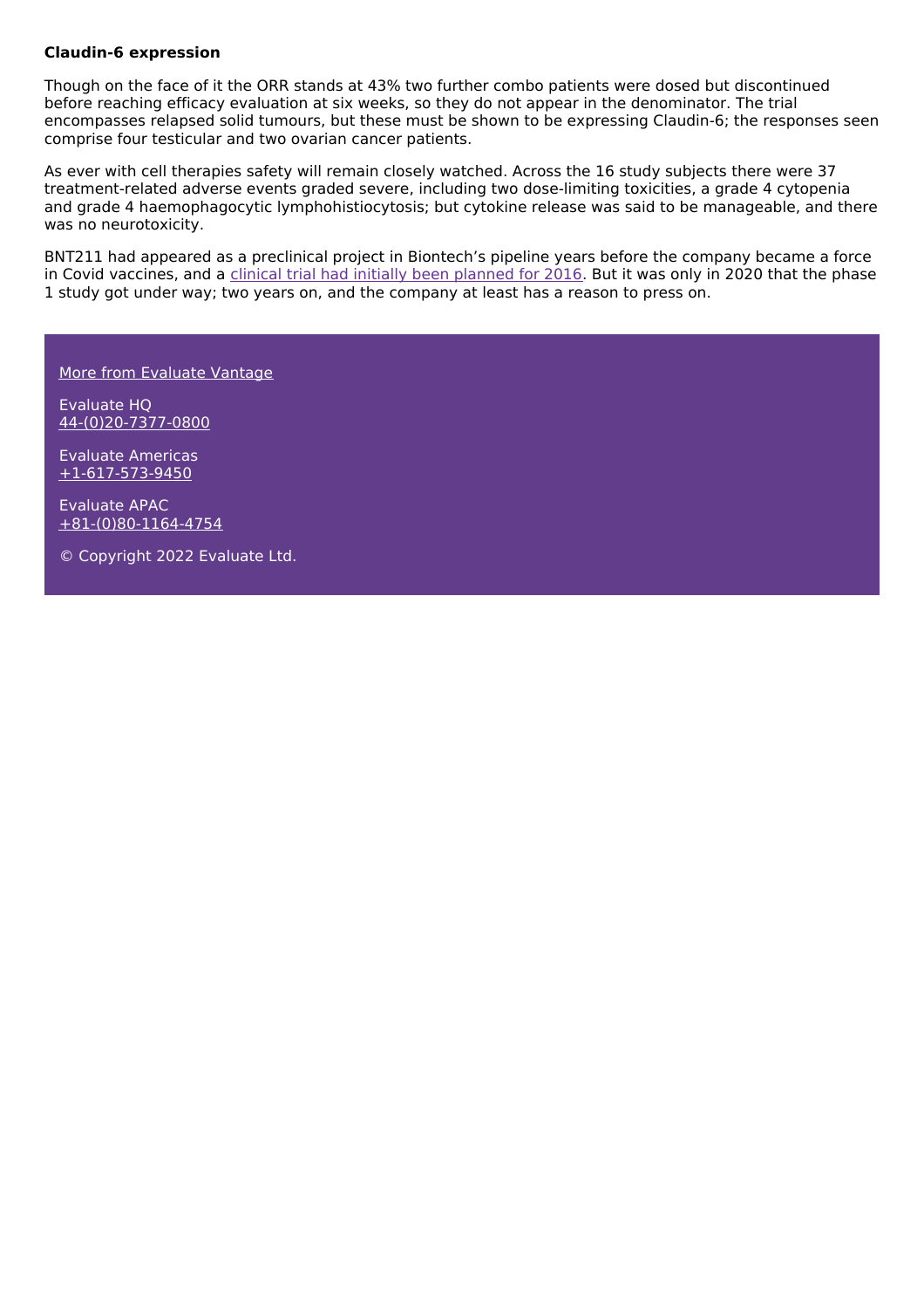### Claudin-6 expression

Though on the face of it the ORR stands at 43% two further combo patients were dosed but discontinued before reaching efficacy evaluation at six weeks, so they do not appear in the denominator. The trial encompasses relapsed solid tumours, but these must be shown to be expressing Claudin-6; the responses seen comprise four testicular and two ovarian cancer patients.

As ever with cell therapies safety will remain closely watched. Across the 16 study subjects there were 37 treatment-related adverse events graded severe, including two dose-limiting toxicities, a grade 4 cytopenia and grade 4 haemophagocytic lymphohistiocytosis; but cytokine release was said to be manageable, and there was no neurotoxicity.

BNT211 had appeared as a preclinical project in Biontech's pipeline years before the company became a force in Covid vaccines, and a [clinical trial had initially been planned for 2016](). But it was only in 2020 that the phase 1 study got under way; two years on, and the company at least has a reason to press on.

[More from Evaluate Vantage]()

Evaluate HQ
44-(0)20-7377-0800

Evaluate Americas
+1-617-573-9450

Evaluate APAC
+81-(0)80-1164-4754

© Copyright 2022 Evaluate Ltd.